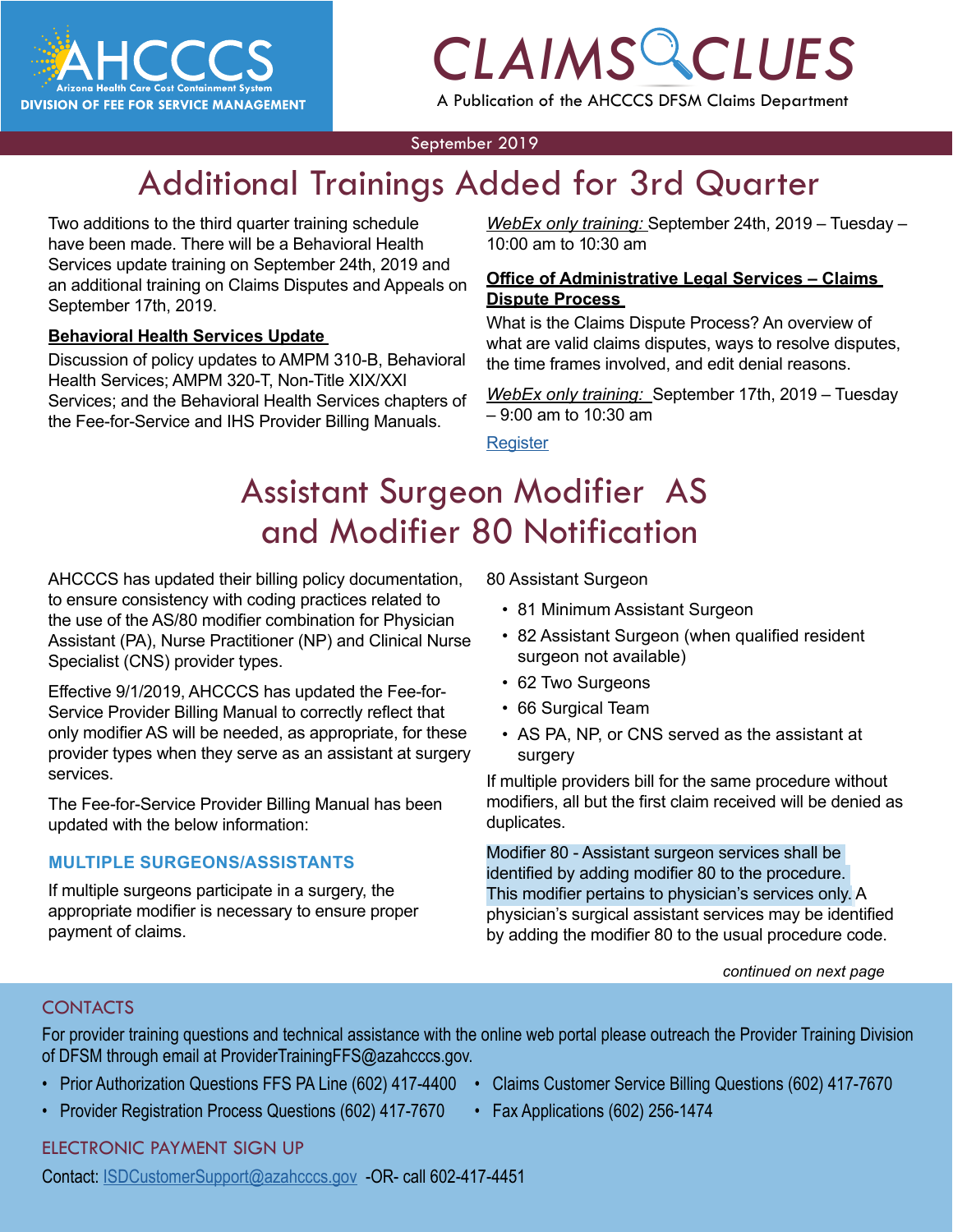# AHCCCS

Arizona Health Care Cost Containment System

DIVISION OF FEE FOR SERVICE MANAGEMENT

# CLAIMS CLUES

A Publication of the AHCCCS DFSM Claims Department

September 2019

## Additional Trainings Added for 3rd Quarter

Two additions to the third quarter training schedule have been made. There will be a Behavioral Health Services update training on September 24th, 2019 and an additional training on Claims Disputes and Appeals on September 17th, 2019.

**Behavioral Health Services Update**

Discussion of policy updates to AMPM 310-B, Behavioral Health Services; AMPM 320-T, Non-Title XIX/XXI Services; and the Behavioral Health Services chapters of the Fee-for-Service and IHS Provider Billing Manuals.

*WebEx only training:* September 24th, 2019 – Tuesday – 10:00 am to 10:30 am

**Office of Administrative Legal Services – Claims Dispute Process**

What is the Claims Dispute Process? An overview of what are valid claims disputes, ways to resolve disputes, the time frames involved, and edit denial reasons.

*WebEx only training:* September 17th, 2019 – Tuesday – 9:00 am to 10:30 am

Register

## Assistant Surgeon Modifier AS and Modifier 80 Notification

AHCCCS has updated their billing policy documentation, to ensure consistency with coding practices related to the use of the AS/80 modifier combination for Physician Assistant (PA), Nurse Practitioner (NP) and Clinical Nurse Specialist (CNS) provider types.

Effective 9/1/2019, AHCCCS has updated the Fee-for-Service Provider Billing Manual to correctly reflect that only modifier AS will be needed, as appropriate, for these provider types when they serve as an assistant at surgery services.

The Fee-for-Service Provider Billing Manual has been updated with the below information:

### MULTIPLE SURGEONS/ASSISTANTS

If multiple surgeons participate in a surgery, the appropriate modifier is necessary to ensure proper payment of claims.

80 Assistant Surgeon

- 81 Minimum Assistant Surgeon
- 82 Assistant Surgeon (when qualified resident surgeon not available)
- 62 Two Surgeons
- 66 Surgical Team
- AS PA, NP, or CNS served as the assistant at surgery

If multiple providers bill for the same procedure without modifiers, all but the first claim received will be denied as duplicates.

Modifier 80 - Assistant surgeon services shall be identified by adding modifier 80 to the procedure. This modifier pertains to physician's services only. A physician's surgical assistant services may be identified by adding the modifier 80 to the usual procedure code.

*continued on next page*

### CONTACTS

For provider training questions and technical assistance with the online web portal please outreach the Provider Training Division of DFSM through email at ProviderTrainingFFS@azahcccs.gov.

- Prior Authorization Questions FFS PA Line (602) 417-4400
- Provider Registration Process Questions (602) 417-7670
- Claims Customer Service Billing Questions (602) 417-7670
- Fax Applications (602) 256-1474

### ELECTRONIC PAYMENT SIGN UP

Contact: ISDCustomerSupport@azahcccs.gov -OR- call 602-417-4451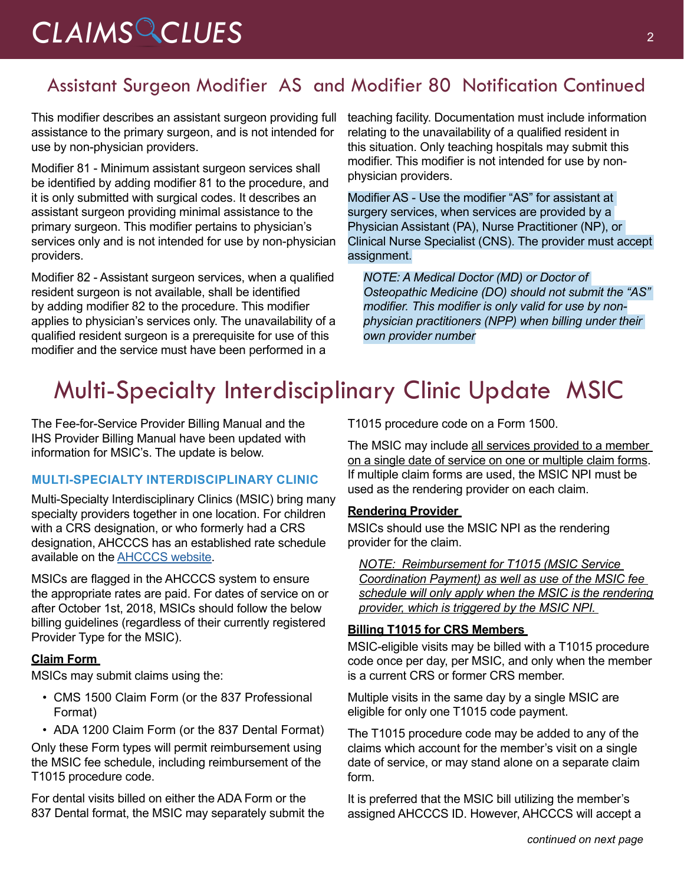## Assistant Surgeon Modifier AS and Modifier 80 Notification Continued

This modifier describes an assistant surgeon providing full assistance to the primary surgeon, and is not intended for use by non-physician providers.

Modifier 81 - Minimum assistant surgeon services shall be identified by adding modifier 81 to the procedure, and it is only submitted with surgical codes. It describes an assistant surgeon providing minimal assistance to the primary surgeon. This modifier pertains to physician's services only and is not intended for use by non-physician providers.

Modifier 82 - Assistant surgeon services, when a qualified resident surgeon is not available, shall be identified by adding modifier 82 to the procedure. This modifier applies to physician's services only. The unavailability of a qualified resident surgeon is a prerequisite for use of this modifier and the service must have been performed in a teaching facility. Documentation must include information relating to the unavailability of a qualified resident in this situation. Only teaching hospitals may submit this modifier. This modifier is not intended for use by non-physician providers.

Modifier AS - Use the modifier "AS" for assistant at surgery services, when services are provided by a Physician Assistant (PA), Nurse Practitioner (NP), or Clinical Nurse Specialist (CNS). The provider must accept assignment.

> *NOTE: A Medical Doctor (MD) or Doctor of Osteopathic Medicine (DO) should not submit the "AS" modifier. This modifier is only valid for use by non-physician practitioners (NPP) when billing under their own provider number*

# Multi-Specialty Interdisciplinary Clinic Update MSIC

The Fee-for-Service Provider Billing Manual and the IHS Provider Billing Manual have been updated with information for MSIC's. The update is below.

### MULTI-SPECIALTY INTERDISCIPLINARY CLINIC

Multi-Specialty Interdisciplinary Clinics (MSIC) bring many specialty providers together in one location. For children with a CRS designation, or who formerly had a CRS designation, AHCCCS has an established rate schedule available on the AHCCCS website.

MSICs are flagged in the AHCCCS system to ensure the appropriate rates are paid. For dates of service on or after October 1st, 2018, MSICs should follow the below billing guidelines (regardless of their currently registered Provider Type for the MSIC).

**Claim Form**

MSICs may submit claims using the:

- CMS 1500 Claim Form (or the 837 Professional Format)
- ADA 1200 Claim Form (or the 837 Dental Format)

Only these Form types will permit reimbursement using the MSIC fee schedule, including reimbursement of the T1015 procedure code.

For dental visits billed on either the ADA Form or the 837 Dental format, the MSIC may separately submit the T1015 procedure code on a Form 1500.

The MSIC may include all services provided to a member on a single date of service on one or multiple claim forms. If multiple claim forms are used, the MSIC NPI must be used as the rendering provider on each claim.

**Rendering Provider**

MSICs should use the MSIC NPI as the rendering provider for the claim.

> *NOTE: Reimbursement for T1015 (MSIC Service Coordination Payment) as well as use of the MSIC fee schedule will only apply when the MSIC is the rendering provider, which is triggered by the MSIC NPI.*

**Billing T1015 for CRS Members**

MSIC-eligible visits may be billed with a T1015 procedure code once per day, per MSIC, and only when the member is a current CRS or former CRS member.

Multiple visits in the same day by a single MSIC are eligible for only one T1015 code payment.

The T1015 procedure code may be added to any of the claims which account for the member's visit on a single date of service, or may stand alone on a separate claim form.

It is preferred that the MSIC bill utilizing the member's assigned AHCCCS ID. However, AHCCCS will accept a

*continued on next page*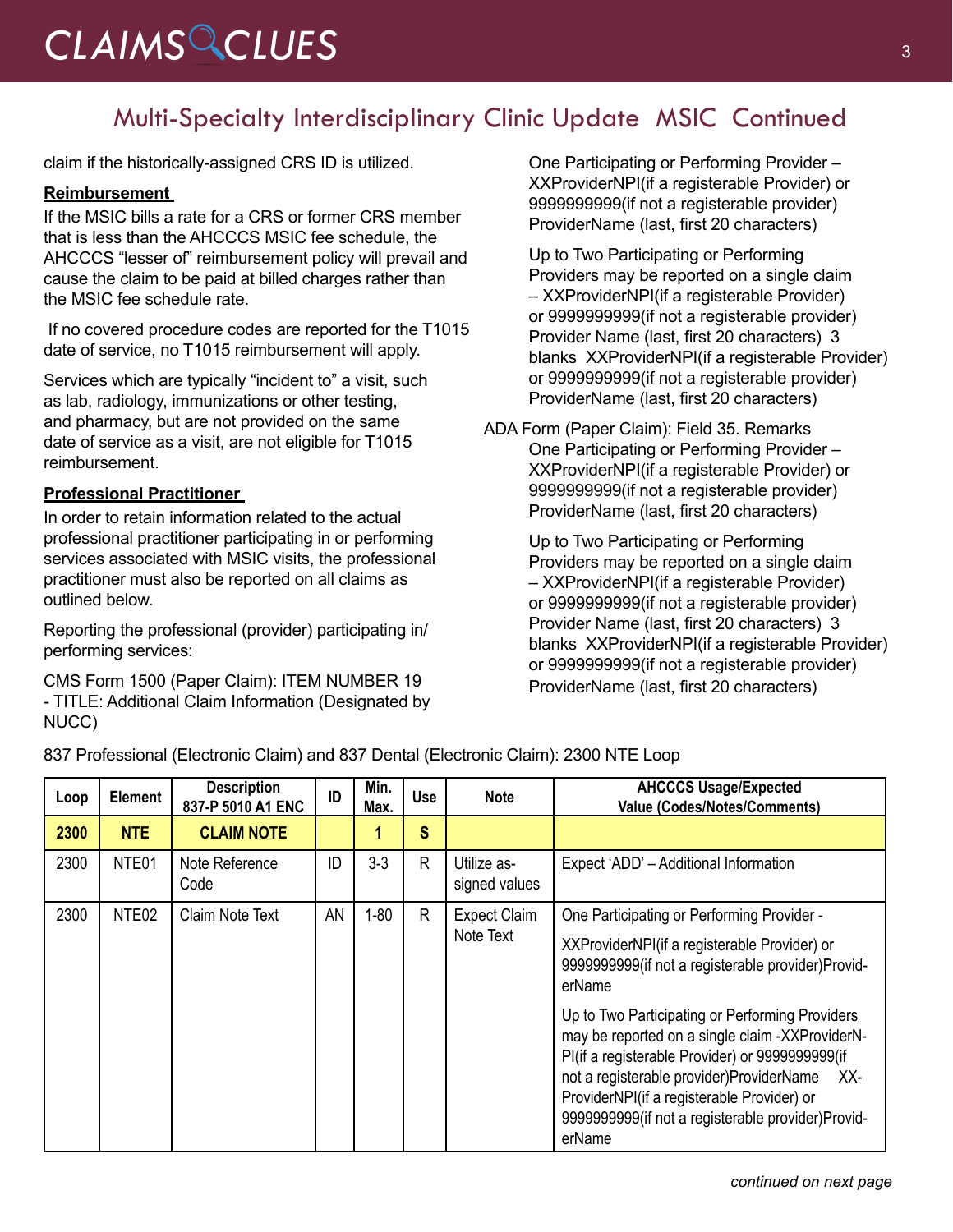## Multi-Specialty Interdisciplinary Clinic Update MSIC Continued

claim if the historically-assigned CRS ID is utilized.

**Reimbursement**

If the MSIC bills a rate for a CRS or former CRS member that is less than the AHCCCS MSIC fee schedule, the AHCCCS "lesser of" reimbursement policy will prevail and cause the claim to be paid at billed charges rather than the MSIC fee schedule rate.

If no covered procedure codes are reported for the T1015 date of service, no T1015 reimbursement will apply.

Services which are typically "incident to" a visit, such as lab, radiology, immunizations or other testing, and pharmacy, but are not provided on the same date of service as a visit, are not eligible for T1015 reimbursement.

**Professional Practitioner**

In order to retain information related to the actual professional practitioner participating in or performing services associated with MSIC visits, the professional practitioner must also be reported on all claims as outlined below.

Reporting the professional (provider) participating in/ performing services:

CMS Form 1500 (Paper Claim): ITEM NUMBER 19 - TITLE: Additional Claim Information (Designated by NUCC)

> One Participating or Performing Provider – XXProviderNPI(if a registerable Provider) or 9999999999(if not a registerable provider) ProviderName (last, first 20 characters)
>
> Up to Two Participating or Performing Providers may be reported on a single claim – XXProviderNPI(if a registerable Provider) or 9999999999(if not a registerable provider) Provider Name (last, first 20 characters) 3 blanks XXProviderNPI(if a registerable Provider) or 9999999999(if not a registerable provider) ProviderName (last, first 20 characters)

ADA Form (Paper Claim): Field 35. Remarks

> One Participating or Performing Provider – XXProviderNPI(if a registerable Provider) or 9999999999(if not a registerable provider) ProviderName (last, first 20 characters)
>
> Up to Two Participating or Performing Providers may be reported on a single claim – XXProviderNPI(if a registerable Provider) or 9999999999(if not a registerable provider) Provider Name (last, first 20 characters) 3 blanks XXProviderNPI(if a registerable Provider) or 9999999999(if not a registerable provider) ProviderName (last, first 20 characters)

837 Professional (Electronic Claim) and 837 Dental (Electronic Claim): 2300 NTE Loop

| Loop | Element | Description 837-P 5010 A1 ENC | ID | Min. Max. | Use | Note | AHCCCS Usage/Expected Value (Codes/Notes/Comments) |
|---|---|---|---|---|---|---|---|
| **2300** | **NTE** | **CLAIM NOTE** | | **1** | **S** | | |
| 2300 | NTE01 | Note Reference Code | ID | 3-3 | R | Utilize assigned values | Expect 'ADD' – Additional Information |
| 2300 | NTE02 | Claim Note Text | AN | 1-80 | R | Expect Claim Note Text | One Participating or Performing Provider - XXProviderNPI(if a registerable Provider) or 9999999999(if not a registerable provider)ProviderName<br><br>Up to Two Participating or Performing Providers may be reported on a single claim -XXProviderNPI(if a registerable Provider) or 9999999999(if not a registerable provider)ProviderName XXProviderNPI(if a registerable Provider) or 9999999999(if not a registerable provider)ProviderName |

*continued on next page*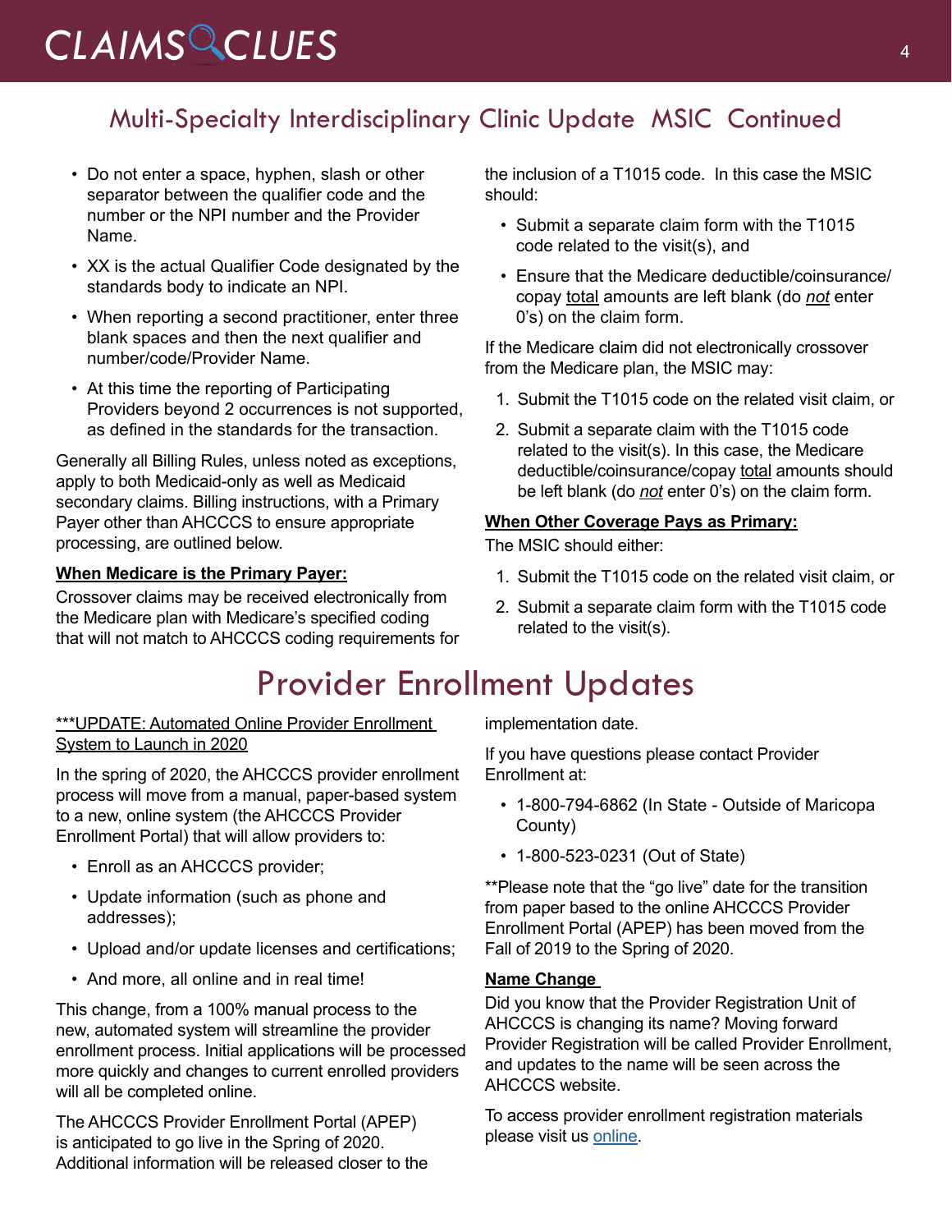## Multi-Specialty Interdisciplinary Clinic Update MSIC Continued

- Do not enter a space, hyphen, slash or other separator between the qualifier code and the number or the NPI number and the Provider Name.
- XX is the actual Qualifier Code designated by the standards body to indicate an NPI.
- When reporting a second practitioner, enter three blank spaces and then the next qualifier and number/code/Provider Name.
- At this time the reporting of Participating Providers beyond 2 occurrences is not supported, as defined in the standards for the transaction.

Generally all Billing Rules, unless noted as exceptions, apply to both Medicaid-only as well as Medicaid secondary claims. Billing instructions, with a Primary Payer other than AHCCCS to ensure appropriate processing, are outlined below.

**When Medicare is the Primary Payer:**

Crossover claims may be received electronically from the Medicare plan with Medicare's specified coding that will not match to AHCCCS coding requirements for the inclusion of a T1015 code. In this case the MSIC should:

- Submit a separate claim form with the T1015 code related to the visit(s), and
- Ensure that the Medicare deductible/coinsurance/copay total amounts are left blank (do *not* enter 0's) on the claim form.

If the Medicare claim did not electronically crossover from the Medicare plan, the MSIC may:

1. Submit the T1015 code on the related visit claim, or
2. Submit a separate claim with the T1015 code related to the visit(s). In this case, the Medicare deductible/coinsurance/copay total amounts should be left blank (do *not* enter 0's) on the claim form.

**When Other Coverage Pays as Primary:**

The MSIC should either:

1. Submit the T1015 code on the related visit claim, or
2. Submit a separate claim form with the T1015 code related to the visit(s).

# Provider Enrollment Updates

***UPDATE: Automated Online Provider Enrollment System to Launch in 2020

In the spring of 2020, the AHCCCS provider enrollment process will move from a manual, paper-based system to a new, online system (the AHCCCS Provider Enrollment Portal) that will allow providers to:

- Enroll as an AHCCCS provider;
- Update information (such as phone and addresses);
- Upload and/or update licenses and certifications;
- And more, all online and in real time!

This change, from a 100% manual process to the new, automated system will streamline the provider enrollment process. Initial applications will be processed more quickly and changes to current enrolled providers will all be completed online.

The AHCCCS Provider Enrollment Portal (APEP) is anticipated to go live in the Spring of 2020. Additional information will be released closer to the implementation date.

If you have questions please contact Provider Enrollment at:

- 1-800-794-6862 (In State - Outside of Maricopa County)
- 1-800-523-0231 (Out of State)

**Please note that the "go live" date for the transition from paper based to the online AHCCCS Provider Enrollment Portal (APEP) has been moved from the Fall of 2019 to the Spring of 2020.

**Name Change**

Did you know that the Provider Registration Unit of AHCCCS is changing its name? Moving forward Provider Registration will be called Provider Enrollment, and updates to the name will be seen across the AHCCCS website.

To access provider enrollment registration materials please visit us online.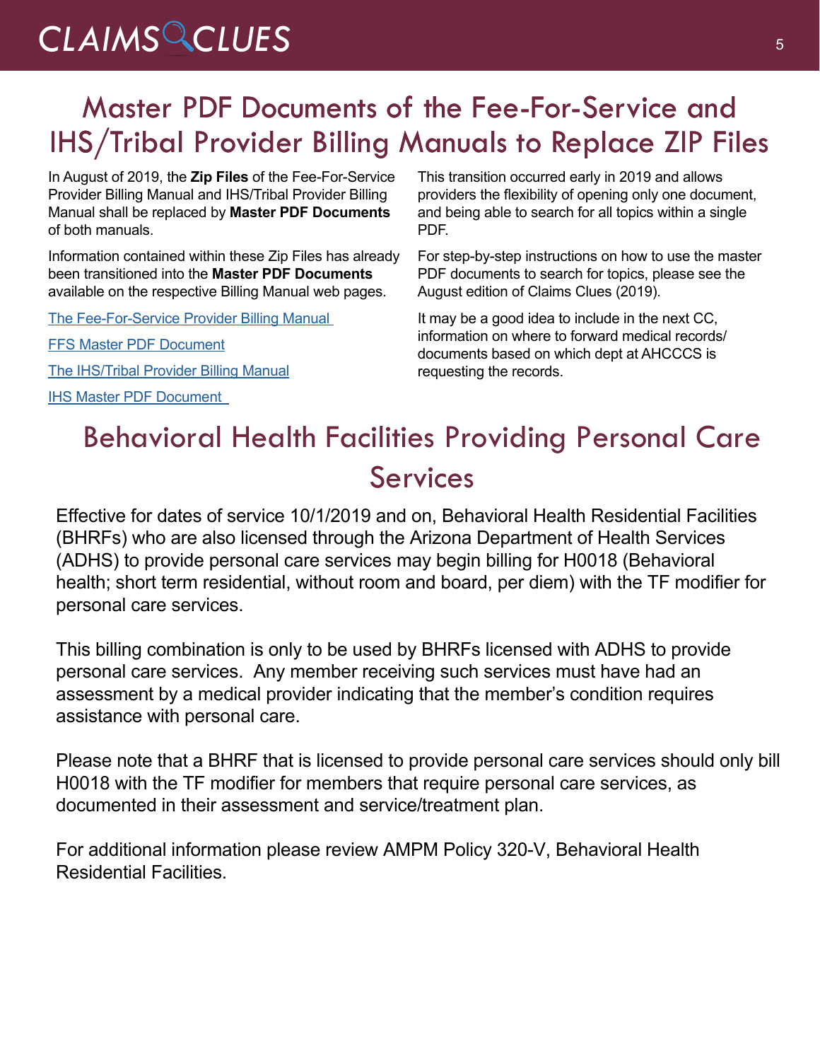# Master PDF Documents of the Fee-For-Service and IHS/Tribal Provider Billing Manuals to Replace ZIP Files

In August of 2019, the **Zip Files** of the Fee-For-Service Provider Billing Manual and IHS/Tribal Provider Billing Manual shall be replaced by **Master PDF Documents** of both manuals.

Information contained within these Zip Files has already been transitioned into the **Master PDF Documents** available on the respective Billing Manual web pages.

The Fee-For-Service Provider Billing Manual

FFS Master PDF Document

The IHS/Tribal Provider Billing Manual

IHS Master PDF Document

This transition occurred early in 2019 and allows providers the flexibility of opening only one document, and being able to search for all topics within a single PDF.

For step-by-step instructions on how to use the master PDF documents to search for topics, please see the August edition of Claims Clues (2019).

It may be a good idea to include in the next CC, information on where to forward medical records/ documents based on which dept at AHCCCS is requesting the records.

# Behavioral Health Facilities Providing Personal Care Services

Effective for dates of service 10/1/2019 and on, Behavioral Health Residential Facilities (BHRFs) who are also licensed through the Arizona Department of Health Services (ADHS) to provide personal care services may begin billing for H0018 (Behavioral health; short term residential, without room and board, per diem) with the TF modifier for personal care services.

This billing combination is only to be used by BHRFs licensed with ADHS to provide personal care services. Any member receiving such services must have had an assessment by a medical provider indicating that the member's condition requires assistance with personal care.

Please note that a BHRF that is licensed to provide personal care services should only bill H0018 with the TF modifier for members that require personal care services, as documented in their assessment and service/treatment plan.

For additional information please review AMPM Policy 320-V, Behavioral Health Residential Facilities.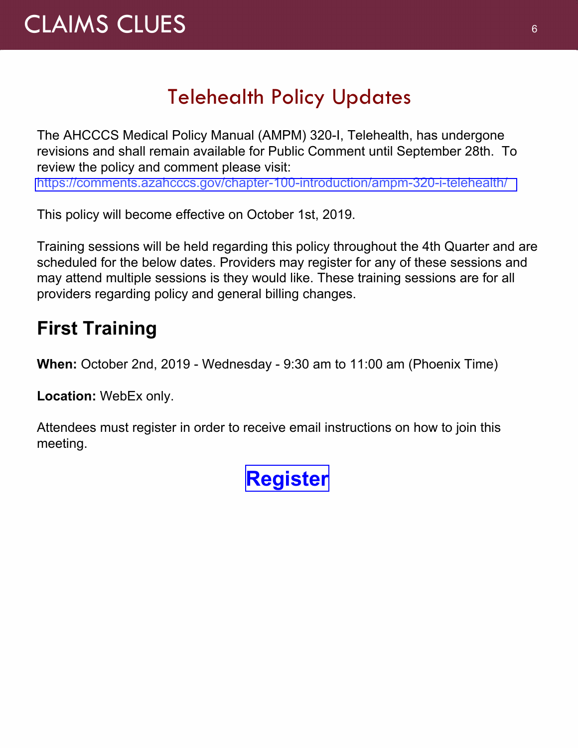# Telehealth Policy Updates

The AHCCCS Medical Policy Manual (AMPM) 320-I, Telehealth, has undergone revisions and shall remain available for Public Comment until September 28th. To review the policy and comment please visit:
https://comments.azahcccs.gov/chapter-100-introduction/ampm-320-i-telehealth/

This policy will become effective on October 1st, 2019.

Training sessions will be held regarding this policy throughout the 4th Quarter and are scheduled for the below dates. Providers may register for any of these sessions and may attend multiple sessions is they would like. These training sessions are for all providers regarding policy and general billing changes.

## First Training

**When:** October 2nd, 2019 - Wednesday - 9:30 am to 11:00 am (Phoenix Time)

**Location:** WebEx only.

Attendees must register in order to receive email instructions on how to join this meeting.

**Register**